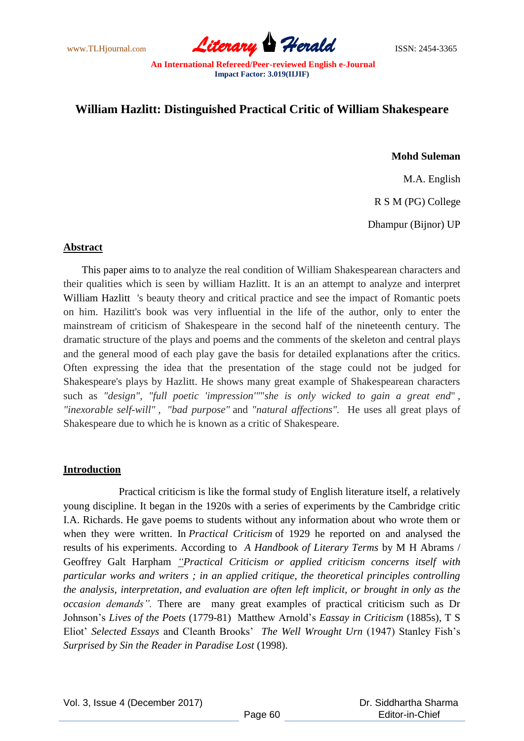# William Hazlitt: Distinguished Practical Critic of William Shakespeare

**Mohd Suleman**

M.A. English

R S M (PG) College

Dhampur (Bijnor) UP

## Abstract

This paper aims to to analyze the real condition of William Shakespearean characters and their qualities which is seen by william Hazlitt. It is an an attempt to analyze and interpret William Hazlitt 's beauty theory and critical practice and see the impact of Romantic poets on him. Hazilitt's book was very influential in the life of the author, only to enter the mainstream of criticism of Shakespeare in the second half of the nineteenth century. The dramatic structure of the plays and poems and the comments of the skeleton and central plays and the general mood of each play gave the basis for detailed explanations after the critics. Often expressing the idea that the presentation of the stage could not be judged for Shakespeare's plays by Hazlitt. He shows many great example of Shakespearean characters such as *"design"*, *"full poetic 'impression''"*"*she is only wicked to gain a great end*" , *"inexorable self-will"* , *"bad purpose"* and *"natural affections".* He uses all great plays of Shakespeare due to which he is known as a critic of Shakespeare.

## Introduction

Practical criticism is like the formal study of English literature itself, a relatively young discipline. It began in the 1920s with a series of experiments by the Cambridge critic I.A. Richards. He gave poems to students without any information about who wrote them or when they were written. In *Practical Criticism* of 1929 he reported on and analysed the results of his experiments. According to *A Handbook of Literary Terms* by M H Abrams / Geoffrey Galt Harpham *"Practical Criticism or applied criticism concerns itself with particular works and writers ; in an applied critique, the theoretical principles controlling the analysis, interpretation, and evaluation are often left implicit, or brought in only as the occasion demands".* There are many great examples of practical criticism such as Dr Johnson's *Lives of the Poets* (1779-81) Matthew Arnold's *Eassay in Criticism* (1885s), T S Eliot' *Selected Essays* and Cleanth Brooks' *The Well Wrought Urn* (1947) Stanley Fish's *Surprised by Sin the Reader in Paradise Lost* (1998).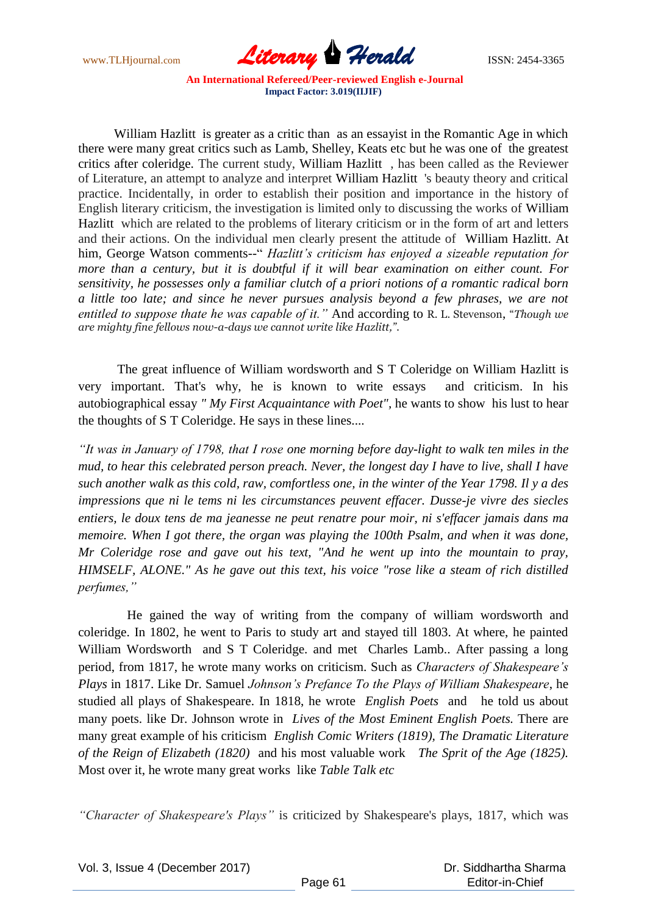William Hazlitt is greater as a critic than as an essayist in the Romantic Age in which there were many great critics such as Lamb, Shelley, Keats etc but he was one of the greatest critics after coleridge. The current study, William Hazlitt , has been called as the Reviewer of Literature, an attempt to analyze and interpret William Hazlitt 's beauty theory and critical practice. Incidentally, in order to establish their position and importance in the history of English literary criticism, the investigation is limited only to discussing the works of William Hazlitt which are related to the problems of literary criticism or in the form of art and letters and their actions. On the individual men clearly present the attitude of William Hazlitt. At him, George Watson comments--" *Hazlitt's criticism has enjoyed a sizeable reputation for more than a century, but it is doubtful if it will bear examination on either count. For sensitivity, he possesses only a familiar clutch of a priori notions of a romantic radical born a little too late; and since he never pursues analysis beyond a few phrases, we are not entitled to suppose thate he was capable of it."* And according to R. L. Stevenson, "*Though we are mighty fine fellows now-a-days we cannot write like Hazlitt,".*

The great influence of William wordsworth and S T Coleridge on William Hazlitt is very important. That's why, he is known to write essays and criticism. In his autobiographical essay *" My First Acquaintance with Poet"*, he wants to show his lust to hear the thoughts of S T Coleridge. He says in these lines....

*"It was in January of 1798, that I rose one morning before day-light to walk ten miles in the mud, to hear this celebrated person preach. Never, the longest day I have to live, shall I have such another walk as this cold, raw, comfortless one, in the winter of the Year 1798. Il y a des impressions que ni le tems ni les circumstances peuvent effacer. Dusse-je vivre des siecles entiers, le doux tens de ma jeanesse ne peut renatre pour moir, ni s'effacer jamais dans ma memoire. When I got there, the organ was playing the 100th Psalm, and when it was done, Mr Coleridge rose and gave out his text, "And he went up into the mountain to pray, HIMSELF, ALONE." As he gave out this text, his voice "rose like a steam of rich distilled perfumes,"*

He gained the way of writing from the company of william wordsworth and coleridge. In 1802, he went to Paris to study art and stayed till 1803. At where, he painted William Wordsworth and S T Coleridge. and met Charles Lamb.. After passing a long period, from 1817, he wrote many works on criticism. Such as *Characters of Shakespeare's Plays* in 1817. Like Dr. Samuel *Johnson's Prefance To the Plays of William Shakespeare*, he studied all plays of Shakespeare. In 1818, he wrote *English Poets* and he told us about many poets. like Dr. Johnson wrote in *Lives of the Most Eminent English Poets.* There are many great example of his criticism *English Comic Writers (1819), The Dramatic Literature of the Reign of Elizabeth (1820)* and his most valuable work *The Sprit of the Age (1825).* Most over it, he wrote many great works like *Table Talk etc*

*"Character of Shakespeare's Plays"* is criticized by Shakespeare's plays, 1817, which was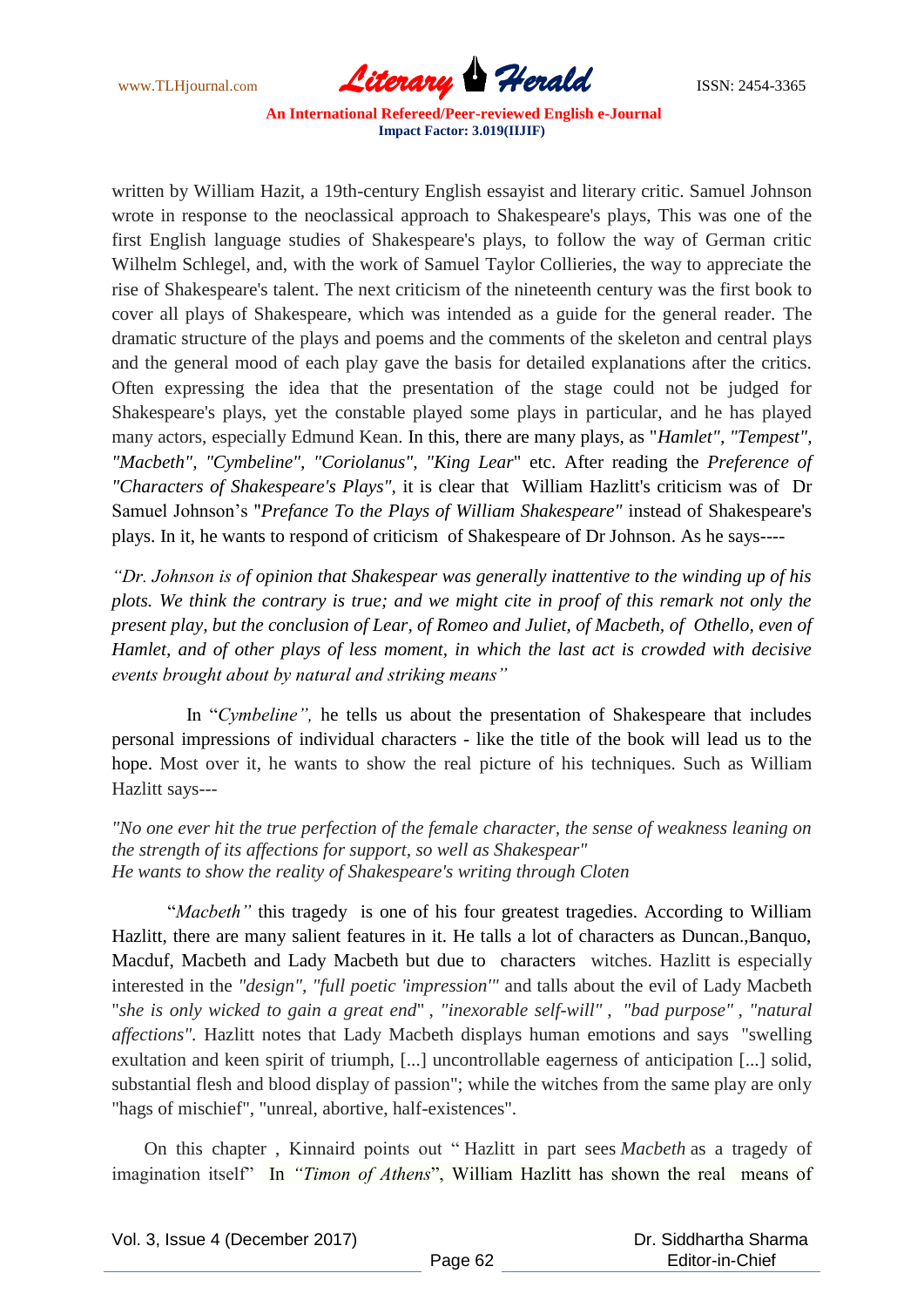written by William Hazit, a 19th-century English essayist and literary critic. Samuel Johnson wrote in response to the neoclassical approach to Shakespeare's plays, This was one of the first English language studies of Shakespeare's plays, to follow the way of German critic Wilhelm Schlegel, and, with the work of Samuel Taylor Collieries, the way to appreciate the rise of Shakespeare's talent. The next criticism of the nineteenth century was the first book to cover all plays of Shakespeare, which was intended as a guide for the general reader. The dramatic structure of the plays and poems and the comments of the skeleton and central plays and the general mood of each play gave the basis for detailed explanations after the critics. Often expressing the idea that the presentation of the stage could not be judged for Shakespeare's plays, yet the constable played some plays in particular, and he has played many actors, especially Edmund Kean. In this, there are many plays, as "*Hamlet", "Tempest", "Macbeth", "Cymbeline", "Coriolanus", "King Lear*" etc. After reading the *Preference of "Characters of Shakespeare's Plays",* it is clear that William Hazlitt's criticism was of Dr Samuel Johnson's "*Prefance To the Plays of William Shakespeare"* instead of Shakespeare's plays. In it, he wants to respond of criticism of Shakespeare of Dr Johnson. As he says----

*"Dr. Johnson is of opinion that Shakespear was generally inattentive to the winding up of his plots. We think the contrary is true; and we might cite in proof of this remark not only the present play, but the conclusion of Lear, of Romeo and Juliet, of Macbeth, of Othello, even of Hamlet, and of other plays of less moment, in which the last act is crowded with decisive events brought about by natural and striking means"*

In "*Cymbeline",* he tells us about the presentation of Shakespeare that includes personal impressions of individual characters - like the title of the book will lead us to the hope. Most over it, he wants to show the real picture of his techniques. Such as William Hazlitt says---

*"No one ever hit the true perfection of the female character, the sense of weakness leaning on the strength of its affections for support, so well as Shakespear"*
*He wants to show the reality of Shakespeare's writing through Cloten*

"*Macbeth"* this tragedy is one of his four greatest tragedies. According to William Hazlitt, there are many salient features in it. He talls a lot of characters as Duncan.,Banquo, Macduf, Macbeth and Lady Macbeth but due to characters witches. Hazlitt is especially interested in the *"design", "full poetic 'impression'"* and talls about the evil of Lady Macbeth "*she is only wicked to gain a great end*" , *"inexorable self-will" , "bad purpose" , "natural affections".* Hazlitt notes that Lady Macbeth displays human emotions and says "swelling exultation and keen spirit of triumph, [...] uncontrollable eagerness of anticipation [...] solid, substantial flesh and blood display of passion"; while the witches from the same play are only "hags of mischief", "unreal, abortive, half-existences".

On this chapter , Kinnaird points out " Hazlitt in part sees *Macbeth* as a tragedy of imagination itself" In *"Timon of Athens*", William Hazlitt has shown the real means of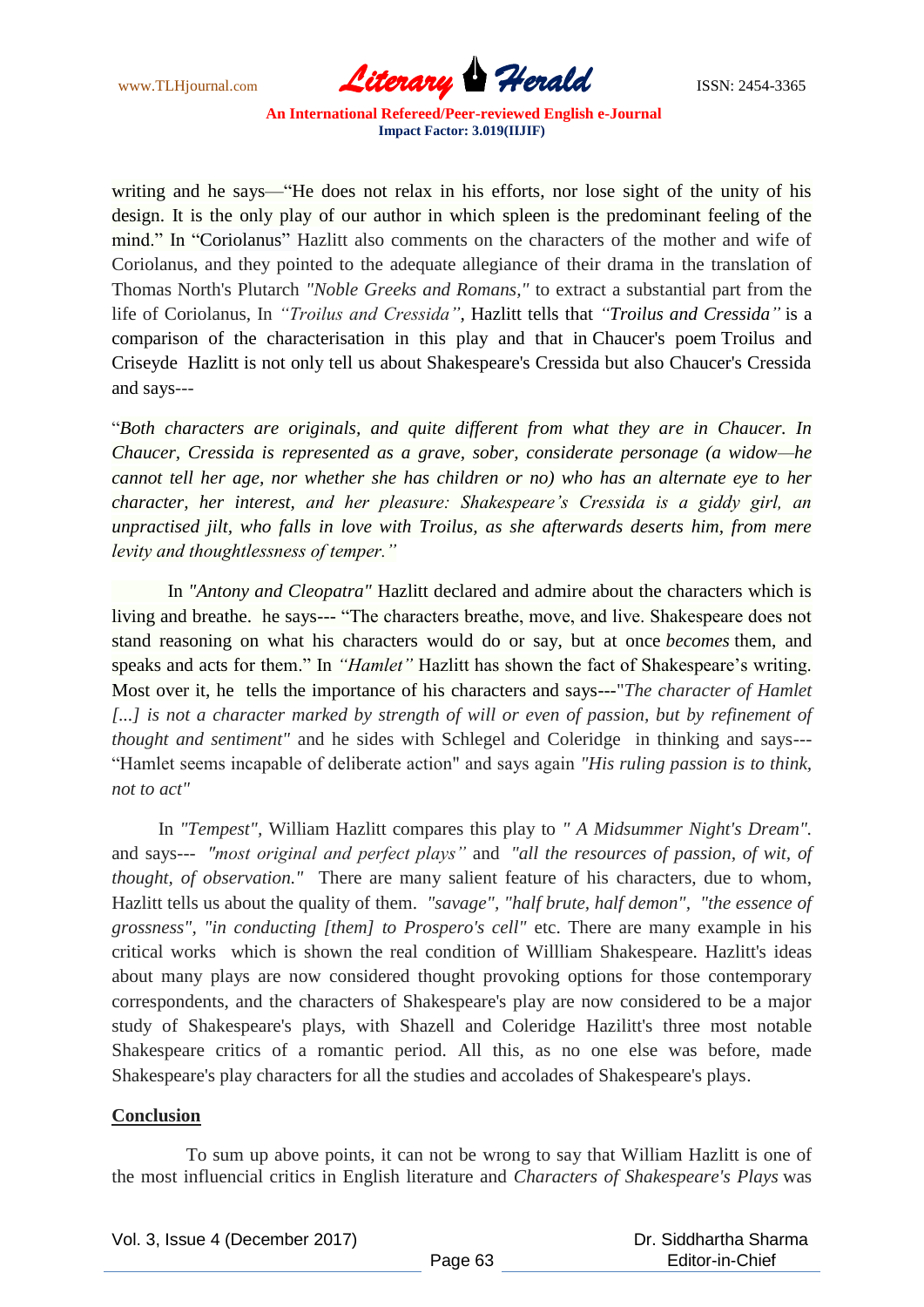writing and he says—"He does not relax in his efforts, nor lose sight of the unity of his design. It is the only play of our author in which spleen is the predominant feeling of the mind." In "Coriolanus" Hazlitt also comments on the characters of the mother and wife of Coriolanus, and they pointed to the adequate allegiance of their drama in the translation of Thomas North's Plutarch *"Noble Greeks and Romans,"* to extract a substantial part from the life of Coriolanus, In *"Troilus and Cressida",* Hazlitt tells that *"Troilus and Cressida"* is a comparison of the characterisation in this play and that in Chaucer's poem Troilus and Criseyde Hazlitt is not only tell us about Shakespeare's Cressida but also Chaucer's Cressida and says---

"*Both characters are originals, and quite different from what they are in Chaucer. In Chaucer, Cressida is represented as a grave, sober, considerate personage (a widow—he cannot tell her age, nor whether she has children or no) who has an alternate eye to her character, her interest, and her pleasure: Shakespeare's Cressida is a giddy girl, an unpractised jilt, who falls in love with Troilus, as she afterwards deserts him, from mere levity and thoughtlessness of temper."*

In *"Antony and Cleopatra"* Hazlitt declared and admire about the characters which is living and breathe. he says--- "The characters breathe, move, and live. Shakespeare does not stand reasoning on what his characters would do or say, but at once *becomes* them, and speaks and acts for them." In *"Hamlet"* Hazlitt has shown the fact of Shakespeare's writing. Most over it, he tells the importance of his characters and says---"*The character of Hamlet [...] is not a character marked by strength of will or even of passion, but by refinement of thought and sentiment"* and he sides with Schlegel and Coleridge in thinking and says--- "Hamlet seems incapable of deliberate action" and says again *"His ruling passion is to think, not to act"*

In *"Tempest"*, William Hazlitt compares this play to *" A Midsummer Night's Dream".* and says--- *"most original and perfect plays"* and *"all the resources of passion, of wit, of thought, of observation."* There are many salient feature of his characters, due to whom, Hazlitt tells us about the quality of them. *"savage"*, *"half brute, half demon"*, *"the essence of grossness"*, *"in conducting [them] to Prospero's cell"* etc. There are many example in his critical works which is shown the real condition of Willliam Shakespeare. Hazlitt's ideas about many plays are now considered thought provoking options for those contemporary correspondents, and the characters of Shakespeare's play are now considered to be a major study of Shakespeare's plays, with Shazell and Coleridge Hazilitt's three most notable Shakespeare critics of a romantic period. All this, as no one else was before, made Shakespeare's play characters for all the studies and accolades of Shakespeare's plays.

## Conclusion

To sum up above points, it can not be wrong to say that William Hazlitt is one of the most influencial critics in English literature and *Characters of Shakespeare's Plays* was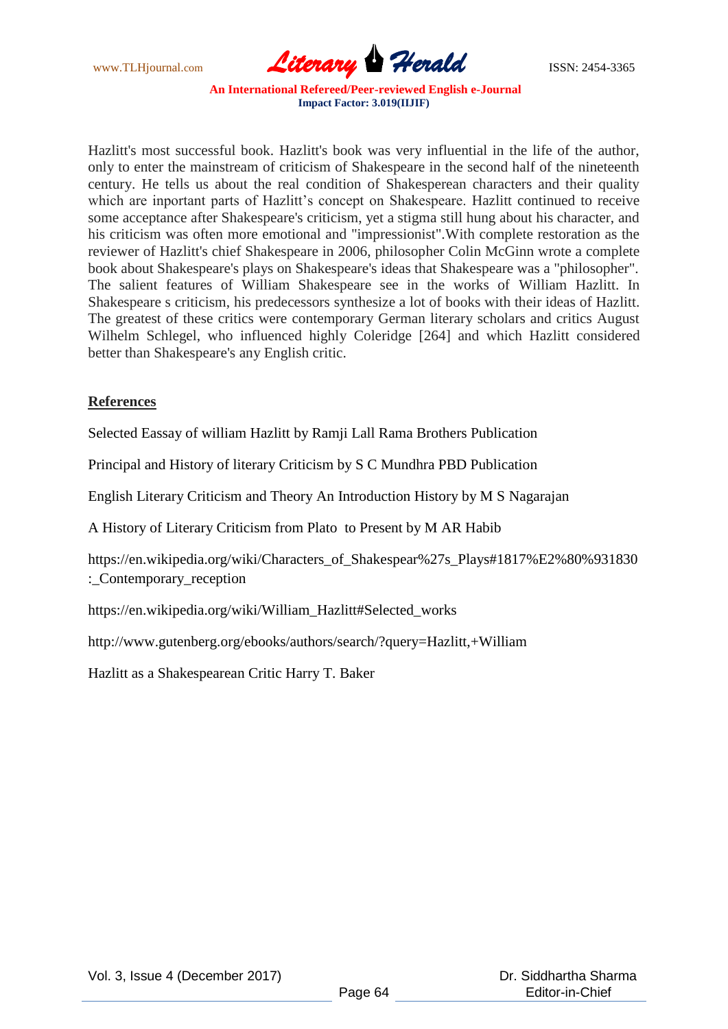Hazlitt's most successful book. Hazlitt's book was very influential in the life of the author, only to enter the mainstream of criticism of Shakespeare in the second half of the nineteenth century. He tells us about the real condition of Shakesperean characters and their quality which are inportant parts of Hazlitt's concept on Shakespeare. Hazlitt continued to receive some acceptance after Shakespeare's criticism, yet a stigma still hung about his character, and his criticism was often more emotional and "impressionist".With complete restoration as the reviewer of Hazlitt's chief Shakespeare in 2006, philosopher Colin McGinn wrote a complete book about Shakespeare's plays on Shakespeare's ideas that Shakespeare was a "philosopher". The salient features of William Shakespeare see in the works of William Hazlitt. In Shakespeare s criticism, his predecessors synthesize a lot of books with their ideas of Hazlitt. The greatest of these critics were contemporary German literary scholars and critics August Wilhelm Schlegel, who influenced highly Coleridge [264] and which Hazlitt considered better than Shakespeare's any English critic.

## References

Selected Eassay of william Hazlitt by Ramji Lall Rama Brothers Publication

Principal and History of literary Criticism by S C Mundhra PBD Publication

English Literary Criticism and Theory An Introduction History by M S Nagarajan

A History of Literary Criticism from Plato to Present by M AR Habib

https://en.wikipedia.org/wiki/Characters_of_Shakespear%27s_Plays#1817%E2%80%931830:_Contemporary_reception

https://en.wikipedia.org/wiki/William_Hazlitt#Selected_works

http://www.gutenberg.org/ebooks/authors/search/?query=Hazlitt,+William

Hazlitt as a Shakespearean Critic Harry T. Baker